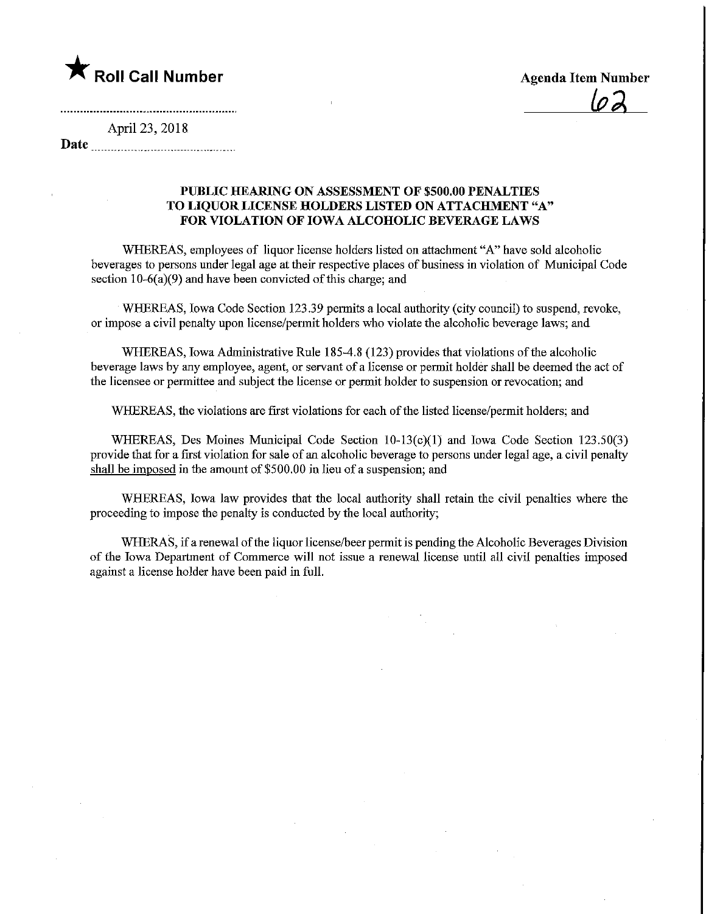★ **Roll Call Number**

**Agenda Item Number**

62

April 23, 2018

**Date**

**PUBLIC HEARING ON ASSESSMENT OF $500.00 PENALTIES TO LIQUOR LICENSE HOLDERS LISTED ON ATTACHMENT "A" FOR VIOLATION OF IOWA ALCOHOLIC BEVERAGE LAWS**

WHEREAS, employees of liquor license holders listed on attachment "A" have sold alcoholic beverages to persons under legal age at their respective places of business in violation of Municipal Code section 10-6(a)(9) and have been convicted of this charge; and

WHEREAS, Iowa Code Section 123.39 permits a local authority (city council) to suspend, revoke, or impose a civil penalty upon license/permit holders who violate the alcoholic beverage laws; and

WHEREAS, Iowa Administrative Rule 185-4.8 (123) provides that violations of the alcoholic beverage laws by any employee, agent, or servant of a license or permit holder shall be deemed the act of the licensee or permittee and subject the license or permit holder to suspension or revocation; and

WHEREAS, the violations are first violations for each of the listed license/permit holders; and

WHEREAS, Des Moines Municipal Code Section 10-13(c)(1) and Iowa Code Section 123.50(3) provide that for a first violation for sale of an alcoholic beverage to persons under legal age, a civil penalty <u>shall be imposed</u> in the amount of $500.00 in lieu of a suspension; and

WHEREAS, Iowa law provides that the local authority shall retain the civil penalties where the proceeding to impose the penalty is conducted by the local authority;

WHERAS, if a renewal of the liquor license/beer permit is pending the Alcoholic Beverages Division of the Iowa Department of Commerce will not issue a renewal license until all civil penalties imposed against a license holder have been paid in full.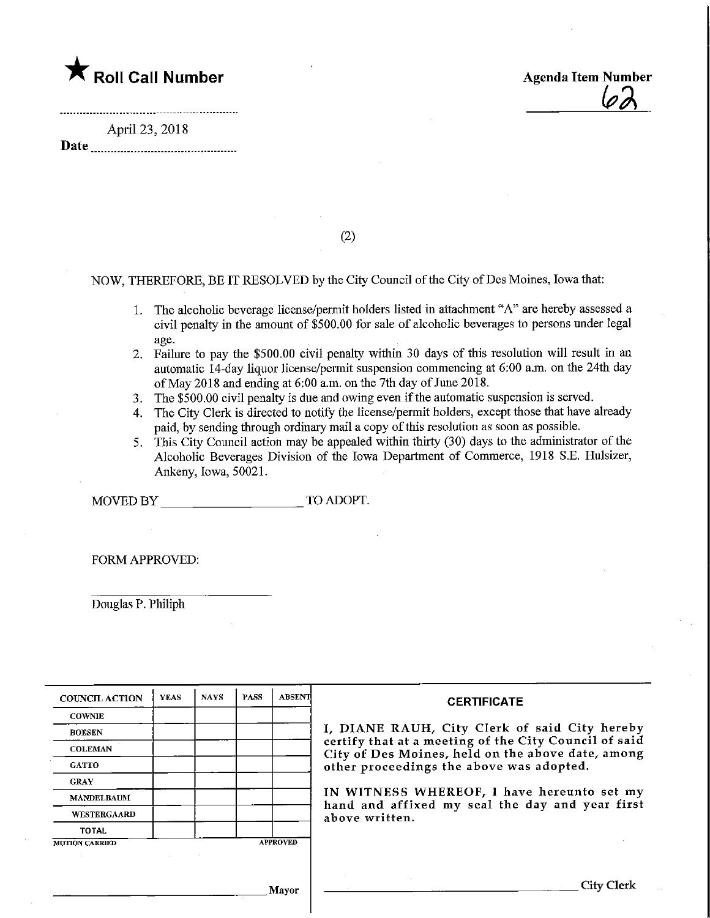★ **Roll Call Number**

**Agenda Item Number**
62

April 23, 2018
**Date**

(2)

NOW, THEREFORE, BE IT RESOLVED by the City Council of the City of Des Moines, Iowa that:

1. The alcoholic beverage license/permit holders listed in attachment "A" are hereby assessed a civil penalty in the amount of $500.00 for sale of alcoholic beverages to persons under legal age.
2. Failure to pay the $500.00 civil penalty within 30 days of this resolution will result in an automatic 14-day liquor license/permit suspension commencing at 6:00 a.m. on the 24th day of May 2018 and ending at 6:00 a.m. on the 7th day of June 2018.
3. The $500.00 civil penalty is due and owing even if the automatic suspension is served.
4. The City Clerk is directed to notify the license/permit holders, except those that have already paid, by sending through ordinary mail a copy of this resolution as soon as possible.
5. This City Council action may be appealed within thirty (30) days to the administrator of the Alcoholic Beverages Division of the Iowa Department of Commerce, 1918 S.E. Hulsizer, Ankeny, Iowa, 50021.

MOVED BY ____________________ TO ADOPT.

FORM APPROVED:

____________________
Douglas P. Philiph

| COUNCIL ACTION | YEAS | NAYS | PASS | ABSENT |
| --- | --- | --- | --- | --- |
| COWNIE | | | | |
| BOESEN | | | | |
| COLEMAN | | | | |
| GATTO | | | | |
| GRAY | | | | |
| MANDELBAUM | | | | |
| WESTERGAARD | | | | |
| TOTAL | | | | |

MOTION CARRIED APPROVED

____________________ Mayor

**CERTIFICATE**

I, DIANE RAUH, City Clerk of said City hereby certify that at a meeting of the City Council of said City of Des Moines, held on the above date, among other proceedings the above was adopted.

IN WITNESS WHEREOF, I have hereunto set my hand and affixed my seal the day and year first above written.

____________________ City Clerk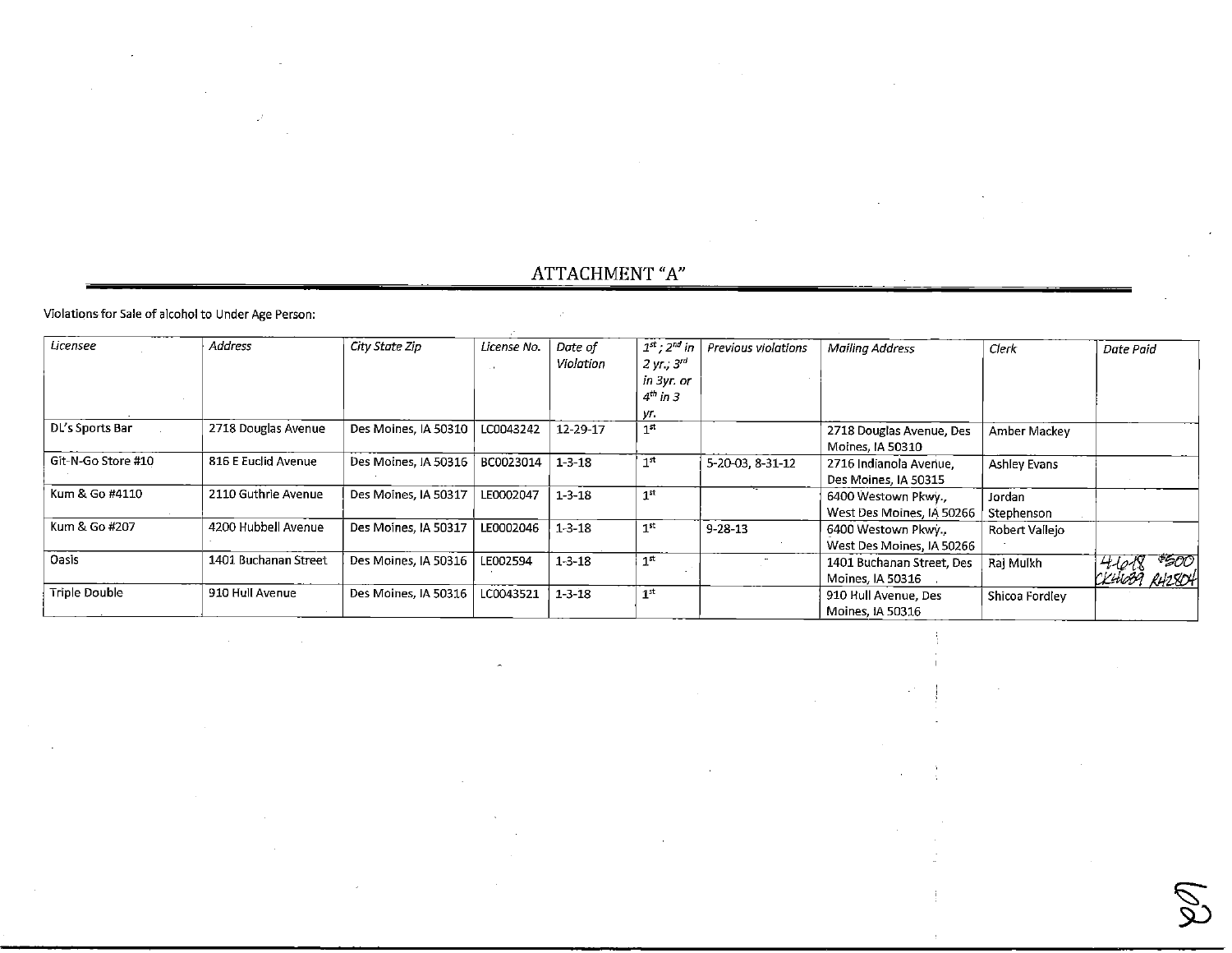# ATTACHMENT "A"

Violations for Sale of alcohol to Under Age Person:

| *Licensee* | *Address* | *City State Zip* | *License No.* | *Date of Violation* | *1st ; 2nd in 2 yr.; 3rd in 3yr. or 4th in 3 yr.* | *Previous violations* | *Mailing Address* | *Clerk* | *Date Paid* |
|---|---|---|---|---|---|---|---|---|---|
| DL's Sports Bar | 2718 Douglas Avenue | Des Moines, IA 50310 | LC0043242 | 12-29-17 | 1st | | 2718 Douglas Avenue, Des Moines, IA 50310 | Amber Mackey | |
| Git-N-Go Store #10 | 816 E Euclid Avenue | Des Moines, IA 50316 | BC0023014 | 1-3-18 | 1st | 5-20-03, 8-31-12 | 2716 Indianola Avenue, Des Moines, IA 50315 | Ashley Evans | |
| Kum & Go #4110 | 2110 Guthrie Avenue | Des Moines, IA 50317 | LE0002047 | 1-3-18 | 1st | | 6400 Westown Pkwy., West Des Moines, IA 50266 | Jordan Stephenson | |
| Kum & Go #207 | 4200 Hubbell Avenue | Des Moines, IA 50317 | LE0002046 | 1-3-18 | 1st | 9-28-13 | 6400 Westown Pkwy., West Des Moines, IA 50266 | Robert Vallejo | |
| Oasis | 1401 Buchanan Street | Des Moines, IA 50316 | LE002594 | 1-3-18 | 1st | | 1401 Buchanan Street, Des Moines, IA 50316 | Raj Mulkh | 4-6-18 $500 CK4689 RH2804 |
| Triple Double | 910 Hull Avenue | Des Moines, IA 50316 | LC0043521 | 1-3-18 | 1st | | 910 Hull Avenue, Des Moines, IA 50316 | Shicoa Fordley | |